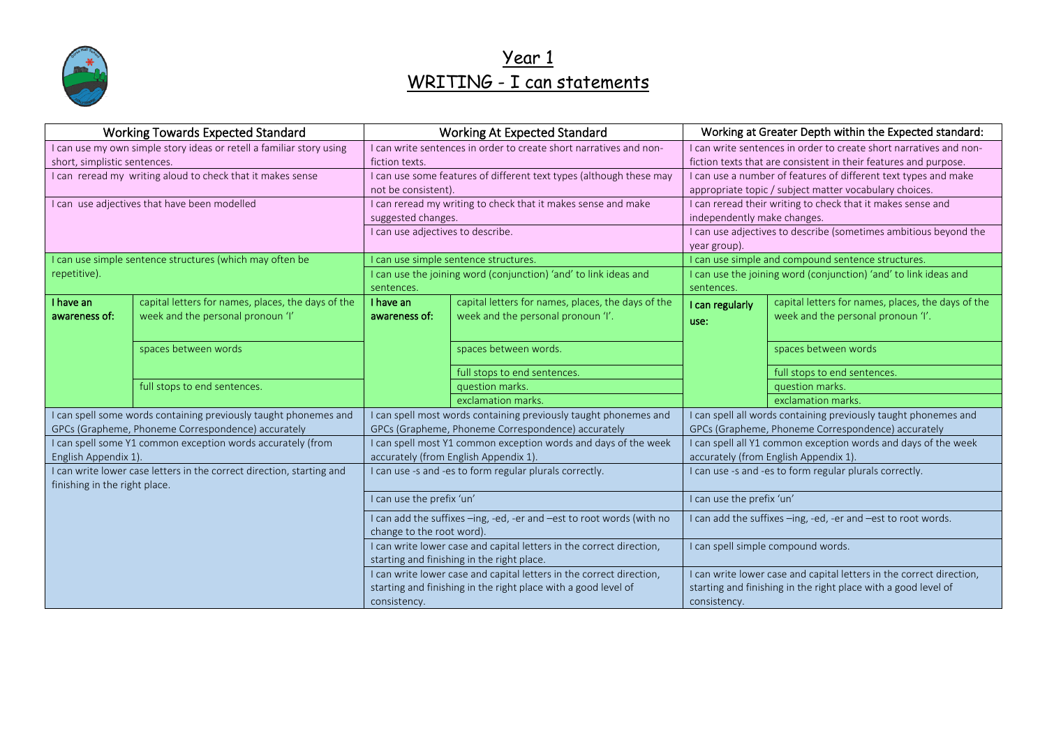# Year 1
# WRITING - I can statements

| Working Towards Expected Standard | | Working At Expected Standard | | Working at Greater Depth within the Expected standard: | |
|---|---|---|---|---|---|
| I can use my own simple story ideas or retell a familiar story using short, simplistic sentences. | | I can write sentences in order to create short narratives and non-fiction texts. | | I can write sentences in order to create short narratives and non-fiction texts that are consistent in their features and purpose. | |
| I can reread my writing aloud to check that it makes sense | | I can use some features of different text types (although these may not be consistent). | | I can use a number of features of different text types and make appropriate topic / subject matter vocabulary choices. | |
| I can use adjectives that have been modelled | | I can reread my writing to check that it makes sense and make suggested changes. | | I can reread their writing to check that it makes sense and independently make changes. | |
| | | I can use adjectives to describe. | | I can use adjectives to describe (sometimes ambitious beyond the year group). | |
| I can use simple sentence structures (which may often be repetitive). | | I can use simple sentence structures. | | I can use simple and compound sentence structures. | |
| | | I can use the joining word (conjunction) 'and' to link ideas and sentences. | | I can use the joining word (conjunction) 'and' to link ideas and sentences. | |
| **I have an awareness of:** | capital letters for names, places, the days of the week and the personal pronoun 'I' | **I have an awareness of:** | capital letters for names, places, the days of the week and the personal pronoun 'I'. | **I can regularly use:** | capital letters for names, places, the days of the week and the personal pronoun 'I'. |
| | spaces between words | | spaces between words. | | spaces between words |
| | | | full stops to end sentences. | | full stops to end sentences. |
| | full stops to end sentences. | | question marks. | | question marks. |
| | | | exclamation marks. | | exclamation marks. |
| I can spell some words containing previously taught phonemes and GPCs (Grapheme, Phoneme Correspondence) accurately | | I can spell most words containing previously taught phonemes and GPCs (Grapheme, Phoneme Correspondence) accurately | | I can spell all words containing previously taught phonemes and GPCs (Grapheme, Phoneme Correspondence) accurately | |
| I can spell some Y1 common exception words accurately (from English Appendix 1). | | I can spell most Y1 common exception words and days of the week accurately (from English Appendix 1). | | I can spell all Y1 common exception words and days of the week accurately (from English Appendix 1). | |
| I can write lower case letters in the correct direction, starting and finishing in the right place. | | I can use -s and -es to form regular plurals correctly. | | I can use -s and -es to form regular plurals correctly. | |
| | | I can use the prefix 'un' | | I can use the prefix 'un' | |
| | | I can add the suffixes –ing, -ed, -er and –est to root words (with no change to the root word). | | I can add the suffixes –ing, -ed, -er and –est to root words. | |
| | | I can write lower case and capital letters in the correct direction, starting and finishing in the right place. | | I can spell simple compound words. | |
| | | I can write lower case and capital letters in the correct direction, starting and finishing in the right place with a good level of consistency. | | I can write lower case and capital letters in the correct direction, starting and finishing in the right place with a good level of consistency. | |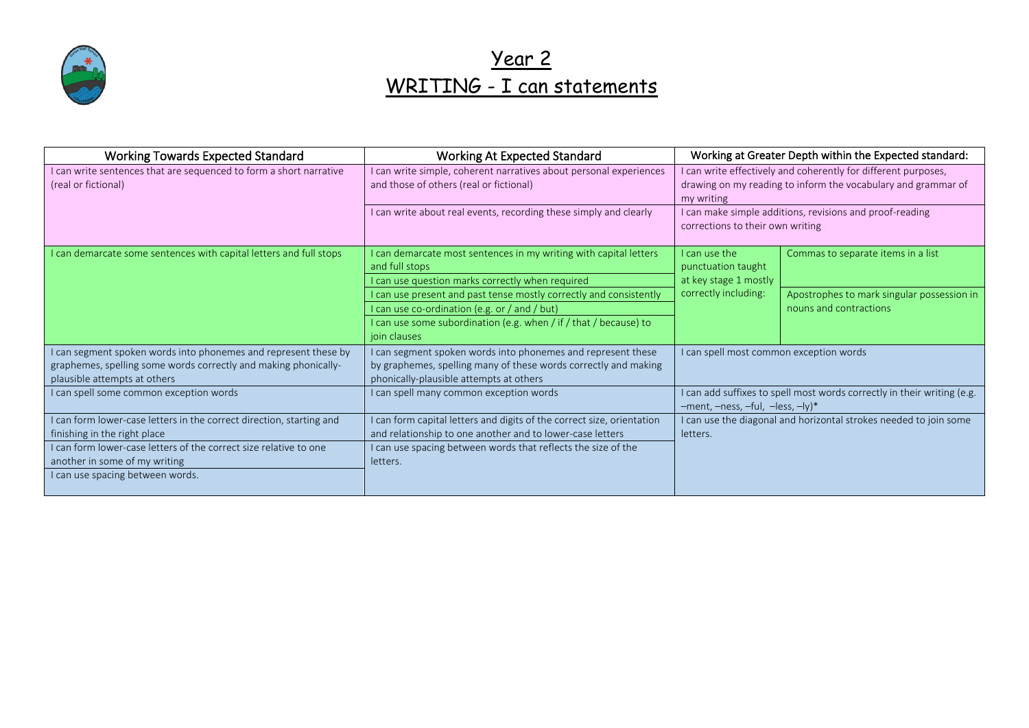# Year 2
# WRITING - I can statements

| Working Towards Expected Standard | Working At Expected Standard | Working at Greater Depth within the Expected standard: | |
|---|---|---|---|
| I can write sentences that are sequenced to form a short narrative (real or fictional) | I can write simple, coherent narratives about personal experiences and those of others (real or fictional) | I can write effectively and coherently for different purposes, drawing on my reading to inform the vocabulary and grammar of my writing | |
| | I can write about real events, recording these simply and clearly | I can make simple additions, revisions and proof-reading corrections to their own writing | |
| I can demarcate some sentences with capital letters and full stops | I can demarcate most sentences in my writing with capital letters and full stops | I can use the punctuation taught at key stage 1 mostly correctly including: | Commas to separate items in a list |
| | I can use question marks correctly when required | | |
| | I can use present and past tense mostly correctly and consistently | | Apostrophes to mark singular possession in nouns and contractions |
| | I can use co-ordination (e.g. or / and / but) | | |
| | I can use some subordination (e.g. when / if / that / because) to join clauses | | |
| I can segment spoken words into phonemes and represent these by graphemes, spelling some words correctly and making phonically-plausible attempts at others | I can segment spoken words into phonemes and represent these by graphemes, spelling many of these words correctly and making phonically-plausible attempts at others | I can spell most common exception words | |
| I can spell some common exception words | I can spell many common exception words | I can add suffixes to spell most words correctly in their writing (e.g. –ment, –ness, –ful, –less, –ly)* | |
| I can form lower-case letters in the correct direction, starting and finishing in the right place | I can form capital letters and digits of the correct size, orientation and relationship to one another and to lower-case letters | I can use the diagonal and horizontal strokes needed to join some letters. | |
| I can form lower-case letters of the correct size relative to one another in some of my writing | I can use spacing between words that reflects the size of the letters. | | |
| I can use spacing between words. | | | |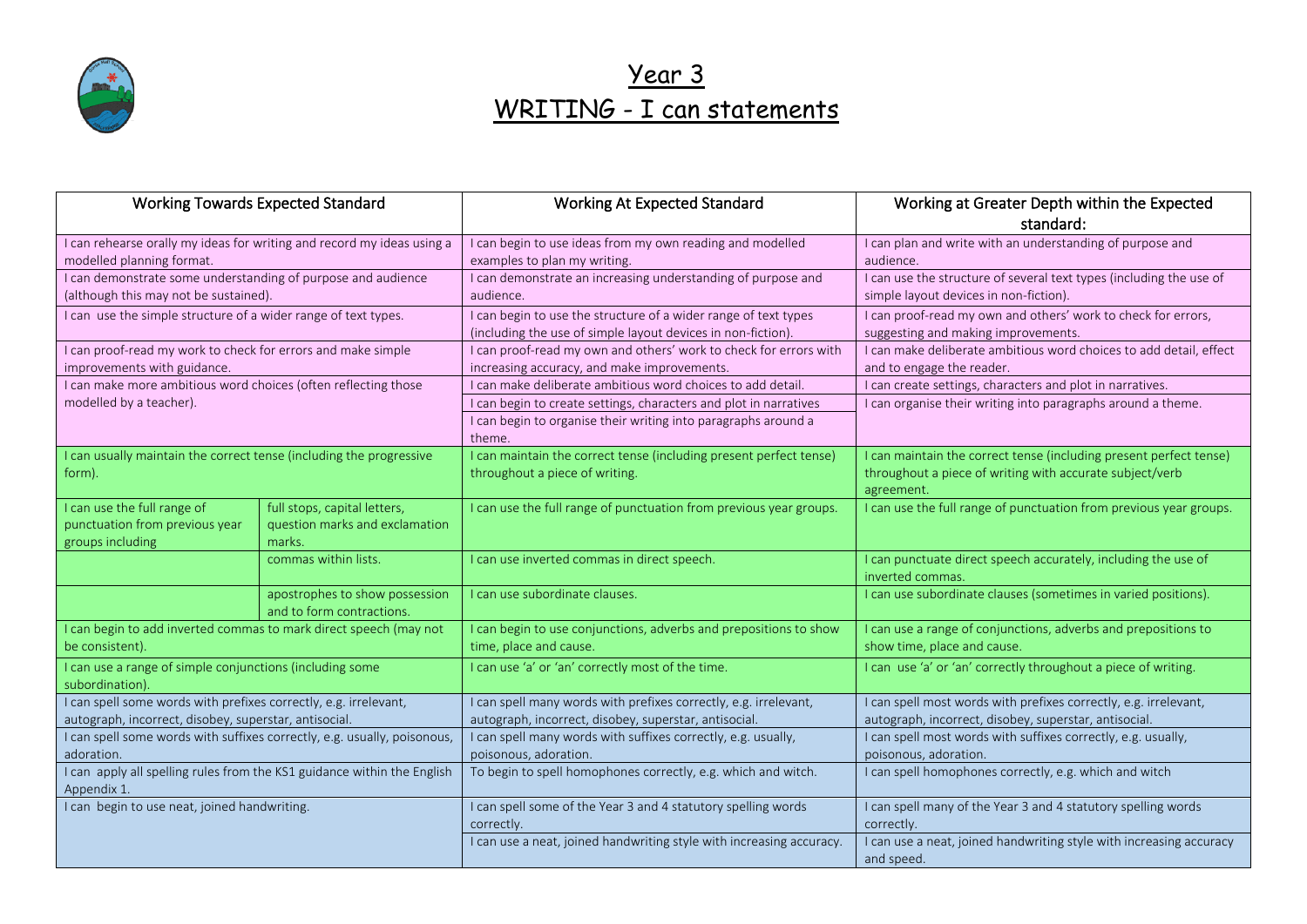# Year 3
# WRITING - I can statements

| Working Towards Expected Standard | | Working At Expected Standard | Working at Greater Depth within the Expected standard: |
|---|---|---|---|
| I can rehearse orally my ideas for writing and record my ideas using a modelled planning format. | | I can begin to use ideas from my own reading and modelled examples to plan my writing. | I can plan and write with an understanding of purpose and audience. |
| I can demonstrate some understanding of purpose and audience (although this may not be sustained). | | I can demonstrate an increasing understanding of purpose and audience. | I can use the structure of several text types (including the use of simple layout devices in non-fiction). |
| I can use the simple structure of a wider range of text types. | | I can begin to use the structure of a wider range of text types (including the use of simple layout devices in non-fiction). | I can proof-read my own and others' work to check for errors, suggesting and making improvements. |
| I can proof-read my work to check for errors and make simple improvements with guidance. | | I can proof-read my own and others' work to check for errors with increasing accuracy, and make improvements. | I can make deliberate ambitious word choices to add detail, effect and to engage the reader. |
| I can make more ambitious word choices (often reflecting those modelled by a teacher). | | I can make deliberate ambitious word choices to add detail. | I can create settings, characters and plot in narratives. |
| | | I can begin to create settings, characters and plot in narratives | I can organise their writing into paragraphs around a theme. |
| | | I can begin to organise their writing into paragraphs around a theme. | |
| I can usually maintain the correct tense (including the progressive form). | | I can maintain the correct tense (including present perfect tense) throughout a piece of writing. | I can maintain the correct tense (including present perfect tense) throughout a piece of writing with accurate subject/verb agreement. |
| I can use the full range of punctuation from previous year groups including | full stops, capital letters, question marks and exclamation marks. | I can use the full range of punctuation from previous year groups. | I can use the full range of punctuation from previous year groups. |
| | commas within lists. | I can use inverted commas in direct speech. | I can punctuate direct speech accurately, including the use of inverted commas. |
| | apostrophes to show possession and to form contractions. | I can use subordinate clauses. | I can use subordinate clauses (sometimes in varied positions). |
| I can begin to add inverted commas to mark direct speech (may not be consistent). | | I can begin to use conjunctions, adverbs and prepositions to show time, place and cause. | I can use a range of conjunctions, adverbs and prepositions to show time, place and cause. |
| I can use a range of simple conjunctions (including some subordination). | | I can use 'a' or 'an' correctly most of the time. | I can use 'a' or 'an' correctly throughout a piece of writing. |
| I can spell some words with prefixes correctly, e.g. irrelevant, autograph, incorrect, disobey, superstar, antisocial. | | I can spell many words with prefixes correctly, e.g. irrelevant, autograph, incorrect, disobey, superstar, antisocial. | I can spell most words with prefixes correctly, e.g. irrelevant, autograph, incorrect, disobey, superstar, antisocial. |
| I can spell some words with suffixes correctly, e.g. usually, poisonous, adoration. | | I can spell many words with suffixes correctly, e.g. usually, poisonous, adoration. | I can spell most words with suffixes correctly, e.g. usually, poisonous, adoration. |
| I can apply all spelling rules from the KS1 guidance within the English Appendix 1. | | To begin to spell homophones correctly, e.g. which and witch. | I can spell homophones correctly, e.g. which and witch |
| I can begin to use neat, joined handwriting. | | I can spell some of the Year 3 and 4 statutory spelling words correctly. | I can spell many of the Year 3 and 4 statutory spelling words correctly. |
| | | I can use a neat, joined handwriting style with increasing accuracy. | I can use a neat, joined handwriting style with increasing accuracy and speed. |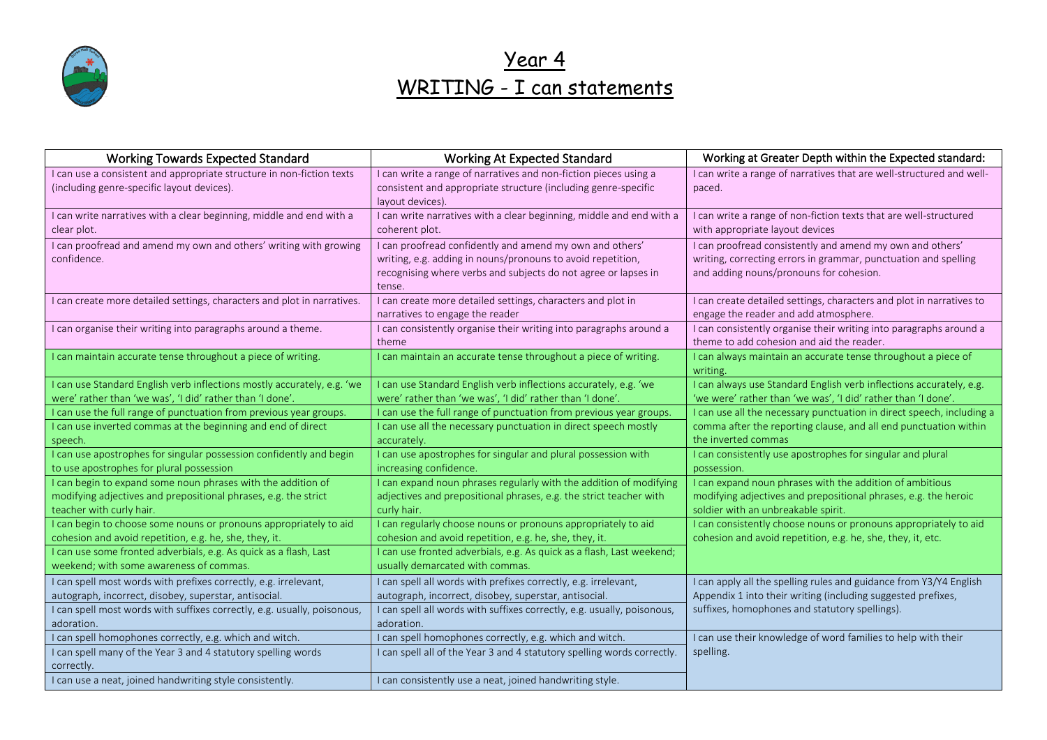# Year 4

# WRITING - I can statements

| Working Towards Expected Standard | Working At Expected Standard | Working at Greater Depth within the Expected standard: |
|---|---|---|
| I can use a consistent and appropriate structure in non-fiction texts (including genre-specific layout devices). | I can write a range of narratives and non-fiction pieces using a consistent and appropriate structure (including genre-specific layout devices). | I can write a range of narratives that are well-structured and well-paced. |
| I can write narratives with a clear beginning, middle and end with a clear plot. | I can write narratives with a clear beginning, middle and end with a coherent plot. | I can write a range of non-fiction texts that are well-structured with appropriate layout devices |
| I can proofread and amend my own and others' writing with growing confidence. | I can proofread confidently and amend my own and others' writing, e.g. adding in nouns/pronouns to avoid repetition, recognising where verbs and subjects do not agree or lapses in tense. | I can proofread consistently and amend my own and others' writing, correcting errors in grammar, punctuation and spelling and adding nouns/pronouns for cohesion. |
| I can create more detailed settings, characters and plot in narratives. | I can create more detailed settings, characters and plot in narratives to engage the reader | I can create detailed settings, characters and plot in narratives to engage the reader and add atmosphere. |
| I can organise their writing into paragraphs around a theme. | I can consistently organise their writing into paragraphs around a theme | I can consistently organise their writing into paragraphs around a theme to add cohesion and aid the reader. |
| I can maintain accurate tense throughout a piece of writing. | I can maintain an accurate tense throughout a piece of writing. | I can always maintain an accurate tense throughout a piece of writing. |
| I can use Standard English verb inflections mostly accurately, e.g. 'we were' rather than 'we was', 'I did' rather than 'I done'. | I can use Standard English verb inflections accurately, e.g. 'we were' rather than 'we was', 'I did' rather than 'I done'. | I can always use Standard English verb inflections accurately, e.g. 'we were' rather than 'we was', 'I did' rather than 'I done'. |
| I can use the full range of punctuation from previous year groups. | I can use the full range of punctuation from previous year groups. | I can use all the necessary punctuation in direct speech, including a comma after the reporting clause, and all end punctuation within the inverted commas |
| I can use inverted commas at the beginning and end of direct speech. | I can use all the necessary punctuation in direct speech mostly accurately. | |
| I can use apostrophes for singular possession confidently and begin to use apostrophes for plural possession | I can use apostrophes for singular and plural possession with increasing confidence. | I can consistently use apostrophes for singular and plural possession. |
| I can begin to expand some noun phrases with the addition of modifying adjectives and prepositional phrases, e.g. the strict teacher with curly hair. | I can expand noun phrases regularly with the addition of modifying adjectives and prepositional phrases, e.g. the strict teacher with curly hair. | I can expand noun phrases with the addition of ambitious modifying adjectives and prepositional phrases, e.g. the heroic soldier with an unbreakable spirit. |
| I can begin to choose some nouns or pronouns appropriately to aid cohesion and avoid repetition, e.g. he, she, they, it. | I can regularly choose nouns or pronouns appropriately to aid cohesion and avoid repetition, e.g. he, she, they, it. | I can consistently choose nouns or pronouns appropriately to aid cohesion and avoid repetition, e.g. he, she, they, it, etc. |
| I can use some fronted adverbials, e.g. As quick as a flash, Last weekend; with some awareness of commas. | I can use fronted adverbials, e.g. As quick as a flash, Last weekend; usually demarcated with commas. | |
| I can spell most words with prefixes correctly, e.g. irrelevant, autograph, incorrect, disobey, superstar, antisocial. | I can spell all words with prefixes correctly, e.g. irrelevant, autograph, incorrect, disobey, superstar, antisocial. | I can apply all the spelling rules and guidance from Y3/Y4 English Appendix 1 into their writing (including suggested prefixes, suffixes, homophones and statutory spellings). |
| I can spell most words with suffixes correctly, e.g. usually, poisonous, adoration. | I can spell all words with suffixes correctly, e.g. usually, poisonous, adoration. | |
| I can spell homophones correctly, e.g. which and witch. | I can spell homophones correctly, e.g. which and witch. | I can use their knowledge of word families to help with their spelling. |
| I can spell many of the Year 3 and 4 statutory spelling words correctly. | I can spell all of the Year 3 and 4 statutory spelling words correctly. | |
| I can use a neat, joined handwriting style consistently. | I can consistently use a neat, joined handwriting style. | |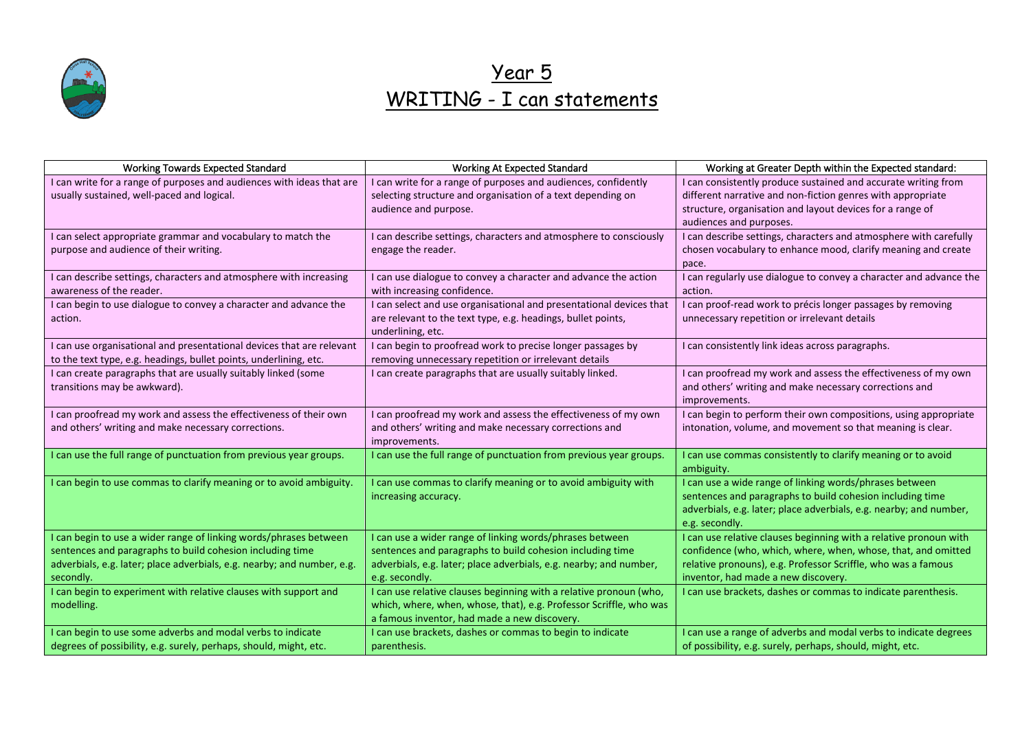# Year 5
# WRITING - I can statements

| Working Towards Expected Standard | Working At Expected Standard | Working at Greater Depth within the Expected standard: |
|---|---|---|
| I can write for a range of purposes and audiences with ideas that are usually sustained, well-paced and logical. | I can write for a range of purposes and audiences, confidently selecting structure and organisation of a text depending on audience and purpose. | I can consistently produce sustained and accurate writing from different narrative and non-fiction genres with appropriate structure, organisation and layout devices for a range of audiences and purposes. |
| I can select appropriate grammar and vocabulary to match the purpose and audience of their writing. | I can describe settings, characters and atmosphere to consciously engage the reader. | I can describe settings, characters and atmosphere with carefully chosen vocabulary to enhance mood, clarify meaning and create pace. |
| I can describe settings, characters and atmosphere with increasing awareness of the reader. | I can use dialogue to convey a character and advance the action with increasing confidence. | I can regularly use dialogue to convey a character and advance the action. |
| I can begin to use dialogue to convey a character and advance the action. | I can select and use organisational and presentational devices that are relevant to the text type, e.g. headings, bullet points, underlining, etc. | I can proof-read work to précis longer passages by removing unnecessary repetition or irrelevant details |
| I can use organisational and presentational devices that are relevant to the text type, e.g. headings, bullet points, underlining, etc. | I can begin to proofread work to precise longer passages by removing unnecessary repetition or irrelevant details | I can consistently link ideas across paragraphs. |
| I can create paragraphs that are usually suitably linked (some transitions may be awkward). | I can create paragraphs that are usually suitably linked. | I can proofread my work and assess the effectiveness of my own and others' writing and make necessary corrections and improvements. |
| I can proofread my work and assess the effectiveness of their own and others' writing and make necessary corrections. | I can proofread my work and assess the effectiveness of my own and others' writing and make necessary corrections and improvements. | I can begin to perform their own compositions, using appropriate intonation, volume, and movement so that meaning is clear. |
| I can use the full range of punctuation from previous year groups. | I can use the full range of punctuation from previous year groups. | I can use commas consistently to clarify meaning or to avoid ambiguity. |
| I can begin to use commas to clarify meaning or to avoid ambiguity. | I can use commas to clarify meaning or to avoid ambiguity with increasing accuracy. | I can use a wide range of linking words/phrases between sentences and paragraphs to build cohesion including time adverbials, e.g. later; place adverbials, e.g. nearby; and number, e.g. secondly. |
| I can begin to use a wider range of linking words/phrases between sentences and paragraphs to build cohesion including time adverbials, e.g. later; place adverbials, e.g. nearby; and number, e.g. secondly. | I can use a wider range of linking words/phrases between sentences and paragraphs to build cohesion including time adverbials, e.g. later; place adverbials, e.g. nearby; and number, e.g. secondly. | I can use relative clauses beginning with a relative pronoun with confidence (who, which, where, when, whose, that, and omitted relative pronouns), e.g. Professor Scriffle, who was a famous inventor, had made a new discovery. |
| I can begin to experiment with relative clauses with support and modelling. | I can use relative clauses beginning with a relative pronoun (who, which, where, when, whose, that), e.g. Professor Scriffle, who was a famous inventor, had made a new discovery. | I can use brackets, dashes or commas to indicate parenthesis. |
| I can begin to use some adverbs and modal verbs to indicate degrees of possibility, e.g. surely, perhaps, should, might, etc. | I can use brackets, dashes or commas to begin to indicate parenthesis. | I can use a range of adverbs and modal verbs to indicate degrees of possibility, e.g. surely, perhaps, should, might, etc. |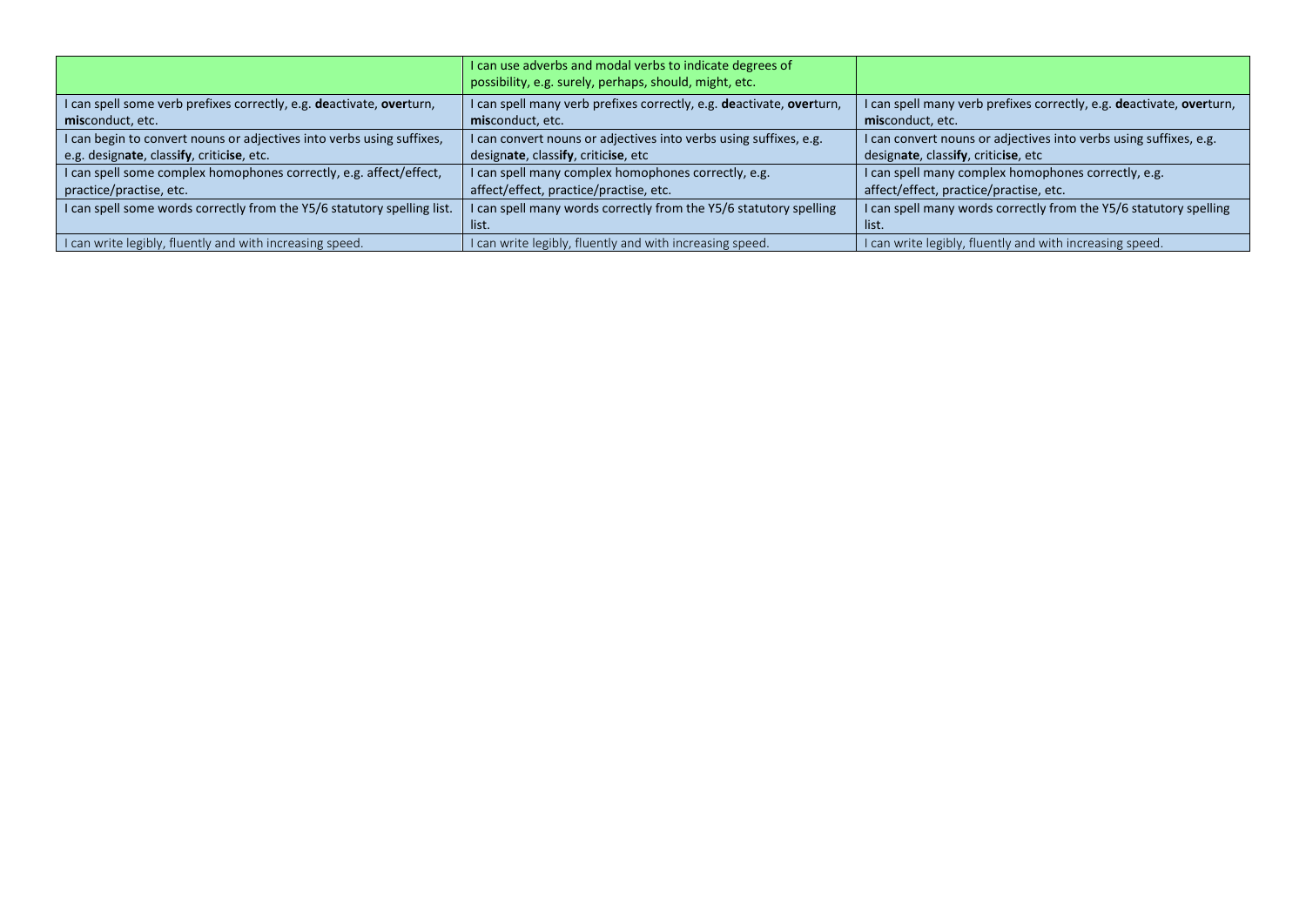| | | |
|---|---|---|
| | I can use adverbs and modal verbs to indicate degrees of possibility, e.g. surely, perhaps, should, might, etc. | |
| I can spell some verb prefixes correctly, e.g. **de**activate, **over**turn, **mis**conduct, etc. | I can spell many verb prefixes correctly, e.g. **de**activate, **over**turn, **mis**conduct, etc. | I can spell many verb prefixes correctly, e.g. **de**activate, **over**turn, **mis**conduct, etc. |
| I can begin to convert nouns or adjectives into verbs using suffixes, e.g. design**ate**, class**ify**, critic**ise**, etc. | I can convert nouns or adjectives into verbs using suffixes, e.g. design**ate**, class**ify**, critic**ise**, etc | I can convert nouns or adjectives into verbs using suffixes, e.g. design**ate**, class**ify**, critic**ise**, etc |
| I can spell some complex homophones correctly, e.g. affect/effect, practice/practise, etc. | I can spell many complex homophones correctly, e.g. affect/effect, practice/practise, etc. | I can spell many complex homophones correctly, e.g. affect/effect, practice/practise, etc. |
| I can spell some words correctly from the Y5/6 statutory spelling list. | I can spell many words correctly from the Y5/6 statutory spelling list. | I can spell many words correctly from the Y5/6 statutory spelling list. |
| I can write legibly, fluently and with increasing speed. | I can write legibly, fluently and with increasing speed. | I can write legibly, fluently and with increasing speed. |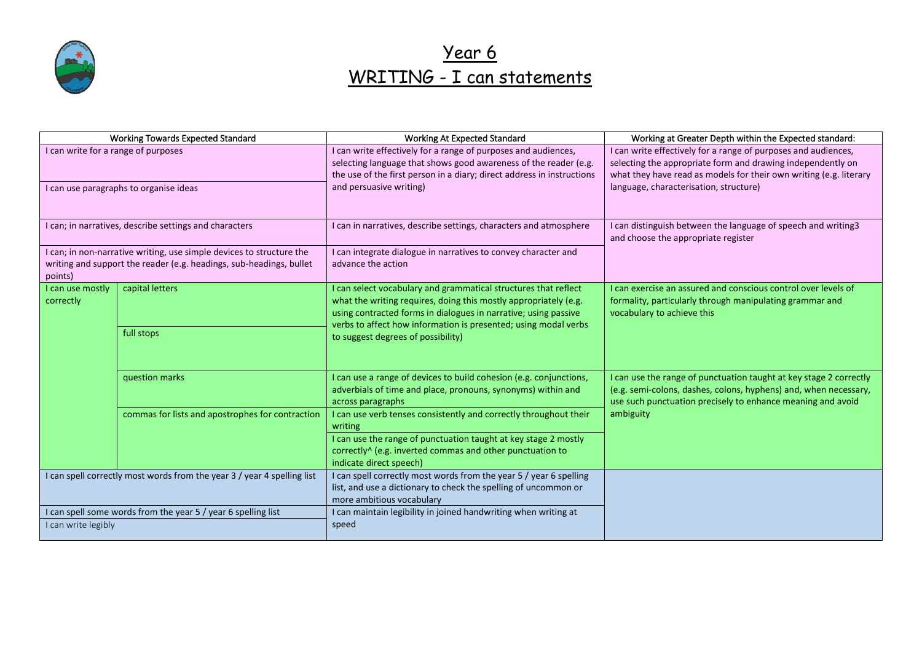# Year 6
# WRITING - I can statements

| Working Towards Expected Standard | | Working At Expected Standard | Working at Greater Depth within the Expected standard: |
|---|---|---|---|
| I can write for a range of purposes | | I can write effectively for a range of purposes and audiences, selecting language that shows good awareness of the reader (e.g. the use of the first person in a diary; direct address in instructions and persuasive writing) | I can write effectively for a range of purposes and audiences, selecting the appropriate form and drawing independently on what they have read as models for their own writing (e.g. literary language, characterisation, structure) |
| I can use paragraphs to organise ideas | | | |
| I can; in narratives, describe settings and characters | | I can in narratives, describe settings, characters and atmosphere | I can distinguish between the language of speech and writing3 and choose the appropriate register |
| I can; in non-narrative writing, use simple devices to structure the writing and support the reader (e.g. headings, sub-headings, bullet points) | | I can integrate dialogue in narratives to convey character and advance the action | |
| I can use mostly correctly | capital letters | I can select vocabulary and grammatical structures that reflect what the writing requires, doing this mostly appropriately (e.g. using contracted forms in dialogues in narrative; using passive verbs to affect how information is presented; using modal verbs to suggest degrees of possibility) | I can exercise an assured and conscious control over levels of formality, particularly through manipulating grammar and vocabulary to achieve this |
| | full stops | | |
| | question marks | I can use a range of devices to build cohesion (e.g. conjunctions, adverbials of time and place, pronouns, synonyms) within and across paragraphs | I can use the range of punctuation taught at key stage 2 correctly (e.g. semi-colons, dashes, colons, hyphens) and, when necessary, use such punctuation precisely to enhance meaning and avoid ambiguity |
| | commas for lists and apostrophes for contraction | I can use verb tenses consistently and correctly throughout their writing | |
| | | I can use the range of punctuation taught at key stage 2 mostly correctly^ (e.g. inverted commas and other punctuation to indicate direct speech) | |
| I can spell correctly most words from the year 3 / year 4 spelling list | | I can spell correctly most words from the year 5 / year 6 spelling list, and use a dictionary to check the spelling of uncommon or more ambitious vocabulary | |
| I can spell some words from the year 5 / year 6 spelling list | | I can maintain legibility in joined handwriting when writing at speed | |
| I can write legibly | | | |